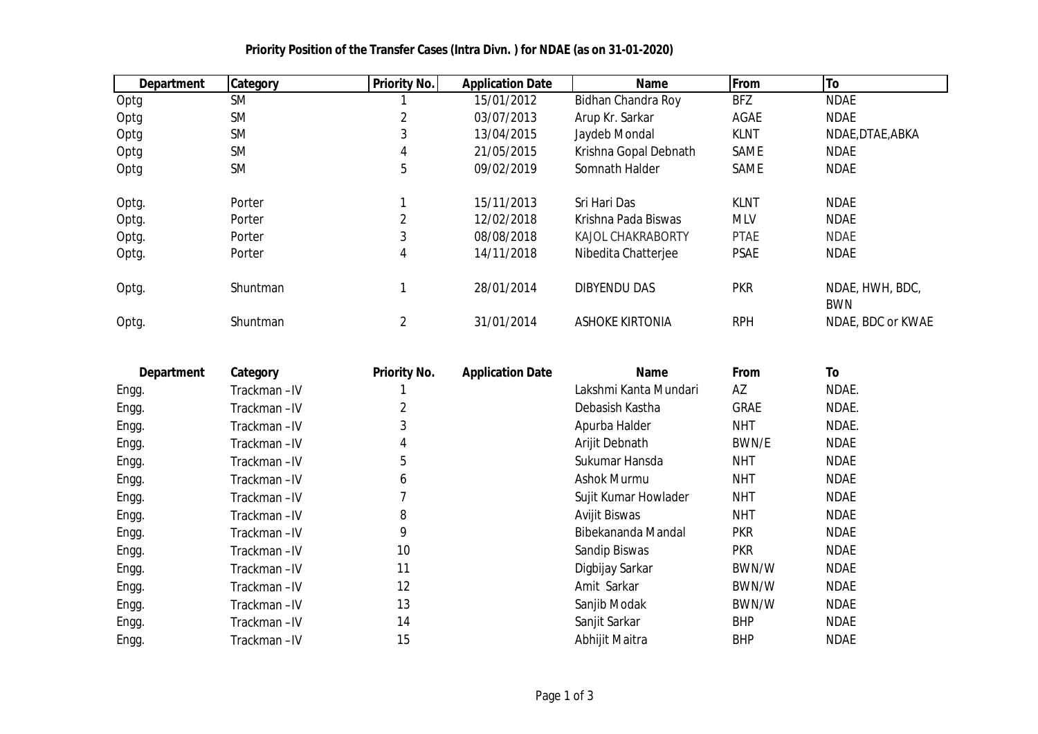**Priority Position of the Transfer Cases (Intra Divn. ) for NDAE (as on 31-01-2020)**

| Department | Category | Priority No. | Application Date | Name | From | To |
|---|---|---|---|---|---|---|
| Optg | SM | 1 | 15/01/2012 | Bidhan Chandra Roy | BFZ | NDAE |
| Optg | SM | 2 | 03/07/2013 | Arup Kr. Sarkar | AGAE | NDAE |
| Optg | SM | 3 | 13/04/2015 | Jaydeb Mondal | KLNT | NDAE,DTAE,ABKA |
| Optg | SM | 4 | 21/05/2015 | Krishna Gopal Debnath | SAME | NDAE |
| Optg | SM | 5 | 09/02/2019 | Somnath Halder | SAME | NDAE |
| Optg. | Porter | 1 | 15/11/2013 | Sri Hari Das | KLNT | NDAE |
| Optg. | Porter | 2 | 12/02/2018 | Krishna Pada Biswas | MLV | NDAE |
| Optg. | Porter | 3 | 08/08/2018 | KAJOL CHAKRABORTY | PTAE | NDAE |
| Optg. | Porter | 4 | 14/11/2018 | Nibedita Chatterjee | PSAE | NDAE |
| Optg. | Shuntman | 1 | 28/01/2014 | DIBYENDU DAS | PKR | NDAE, HWH, BDC, BWN |
| Optg. | Shuntman | 2 | 31/01/2014 | ASHOKE KIRTONIA | RPH | NDAE, BDC or KWAE |

| Department | Category | Priority No. | Application Date | Name | From | To |
|---|---|---|---|---|---|---|
| Engg. | Trackman –IV | 1 | | Lakshmi Kanta Mundari | AZ | NDAE. |
| Engg. | Trackman –IV | 2 | | Debasish Kastha | GRAE | NDAE. |
| Engg. | Trackman –IV | 3 | | Apurba Halder | NHT | NDAE. |
| Engg. | Trackman –IV | 4 | | Arijit Debnath | BWN/E | NDAE |
| Engg. | Trackman –IV | 5 | | Sukumar Hansda | NHT | NDAE |
| Engg. | Trackman –IV | 6 | | Ashok Murmu | NHT | NDAE |
| Engg. | Trackman –IV | 7 | | Sujit Kumar Howlader | NHT | NDAE |
| Engg. | Trackman –IV | 8 | | Avijit Biswas | NHT | NDAE |
| Engg. | Trackman –IV | 9 | | Bibekananda Mandal | PKR | NDAE |
| Engg. | Trackman –IV | 10 | | Sandip Biswas | PKR | NDAE |
| Engg. | Trackman –IV | 11 | | Digbijay Sarkar | BWN/W | NDAE |
| Engg. | Trackman –IV | 12 | | Amit Sarkar | BWN/W | NDAE |
| Engg. | Trackman –IV | 13 | | Sanjib Modak | BWN/W | NDAE |
| Engg. | Trackman –IV | 14 | | Sanjit Sarkar | BHP | NDAE |
| Engg. | Trackman –IV | 15 | | Abhijit Maitra | BHP | NDAE |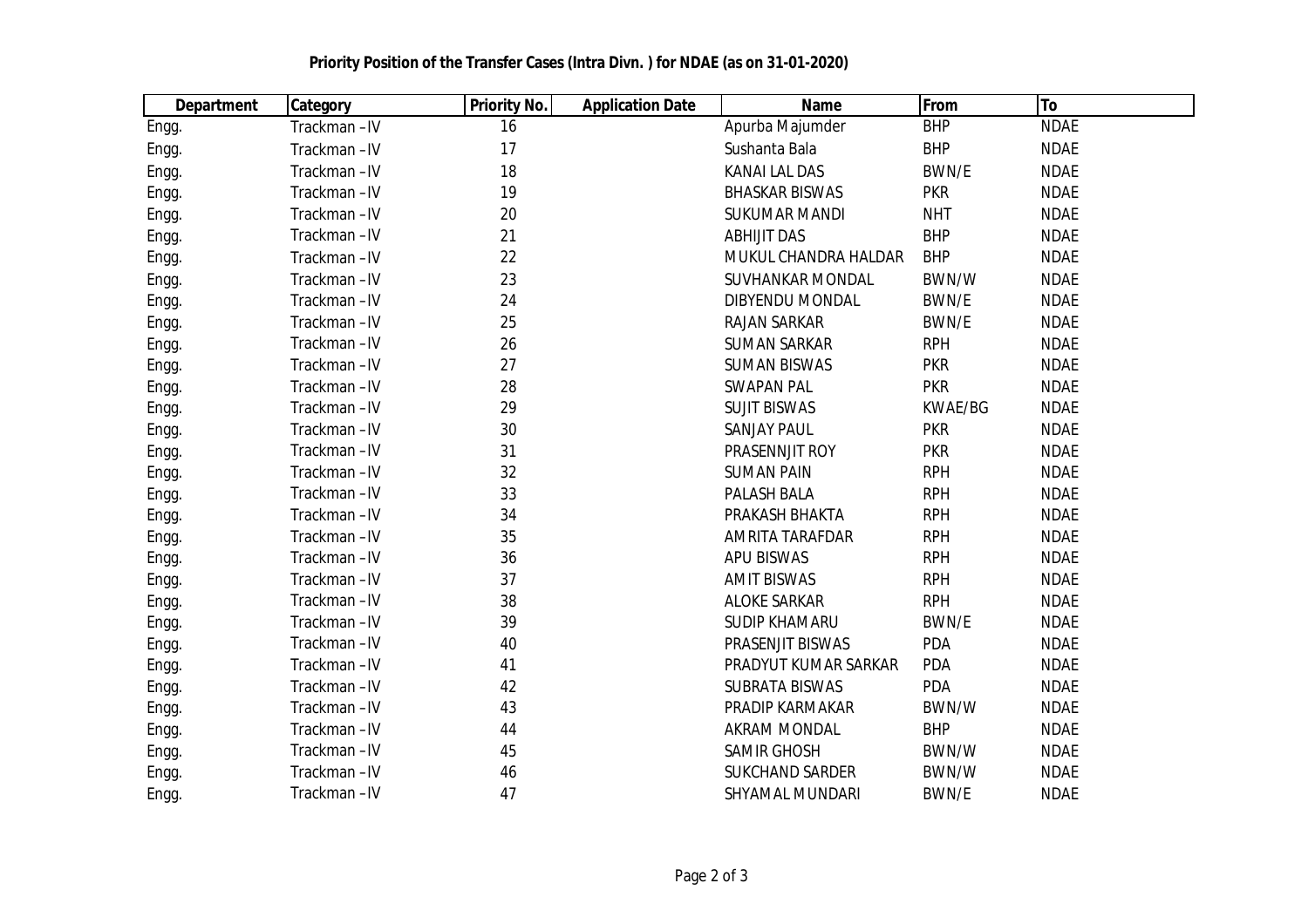**Priority Position of the Transfer Cases (Intra Divn. ) for NDAE (as on 31-01-2020)**

| Department | Category | Priority No. | Application Date | Name | From | To |
|---|---|---|---|---|---|---|
| Engg. | Trackman –IV | 16 | | Apurba Majumder | BHP | NDAE |
| Engg. | Trackman –IV | 17 | | Sushanta Bala | BHP | NDAE |
| Engg. | Trackman –IV | 18 | | KANAI LAL DAS | BWN/E | NDAE |
| Engg. | Trackman –IV | 19 | | BHASKAR BISWAS | PKR | NDAE |
| Engg. | Trackman –IV | 20 | | SUKUMAR MANDI | NHT | NDAE |
| Engg. | Trackman –IV | 21 | | ABHIJIT DAS | BHP | NDAE |
| Engg. | Trackman –IV | 22 | | MUKUL CHANDRA HALDAR | BHP | NDAE |
| Engg. | Trackman –IV | 23 | | SUVHANKAR MONDAL | BWN/W | NDAE |
| Engg. | Trackman –IV | 24 | | DIBYENDU MONDAL | BWN/E | NDAE |
| Engg. | Trackman –IV | 25 | | RAJAN SARKAR | BWN/E | NDAE |
| Engg. | Trackman –IV | 26 | | SUMAN SARKAR | RPH | NDAE |
| Engg. | Trackman –IV | 27 | | SUMAN BISWAS | PKR | NDAE |
| Engg. | Trackman –IV | 28 | | SWAPAN PAL | PKR | NDAE |
| Engg. | Trackman –IV | 29 | | SUJIT BISWAS | KWAE/BG | NDAE |
| Engg. | Trackman –IV | 30 | | SANJAY PAUL | PKR | NDAE |
| Engg. | Trackman –IV | 31 | | PRASENNJIT ROY | PKR | NDAE |
| Engg. | Trackman –IV | 32 | | SUMAN PAIN | RPH | NDAE |
| Engg. | Trackman –IV | 33 | | PALASH BALA | RPH | NDAE |
| Engg. | Trackman –IV | 34 | | PRAKASH BHAKTA | RPH | NDAE |
| Engg. | Trackman –IV | 35 | | AMRITA TARAFDAR | RPH | NDAE |
| Engg. | Trackman –IV | 36 | | APU BISWAS | RPH | NDAE |
| Engg. | Trackman –IV | 37 | | AMIT BISWAS | RPH | NDAE |
| Engg. | Trackman –IV | 38 | | ALOKE SARKAR | RPH | NDAE |
| Engg. | Trackman –IV | 39 | | SUDIP KHAMARU | BWN/E | NDAE |
| Engg. | Trackman –IV | 40 | | PRASENJIT BISWAS | PDA | NDAE |
| Engg. | Trackman –IV | 41 | | PRADYUT KUMAR SARKAR | PDA | NDAE |
| Engg. | Trackman –IV | 42 | | SUBRATA BISWAS | PDA | NDAE |
| Engg. | Trackman –IV | 43 | | PRADIP KARMAKAR | BWN/W | NDAE |
| Engg. | Trackman –IV | 44 | | AKRAM MONDAL | BHP | NDAE |
| Engg. | Trackman –IV | 45 | | SAMIR GHOSH | BWN/W | NDAE |
| Engg. | Trackman –IV | 46 | | SUKCHAND SARDER | BWN/W | NDAE |
| Engg. | Trackman –IV | 47 | | SHYAMAL MUNDARI | BWN/E | NDAE |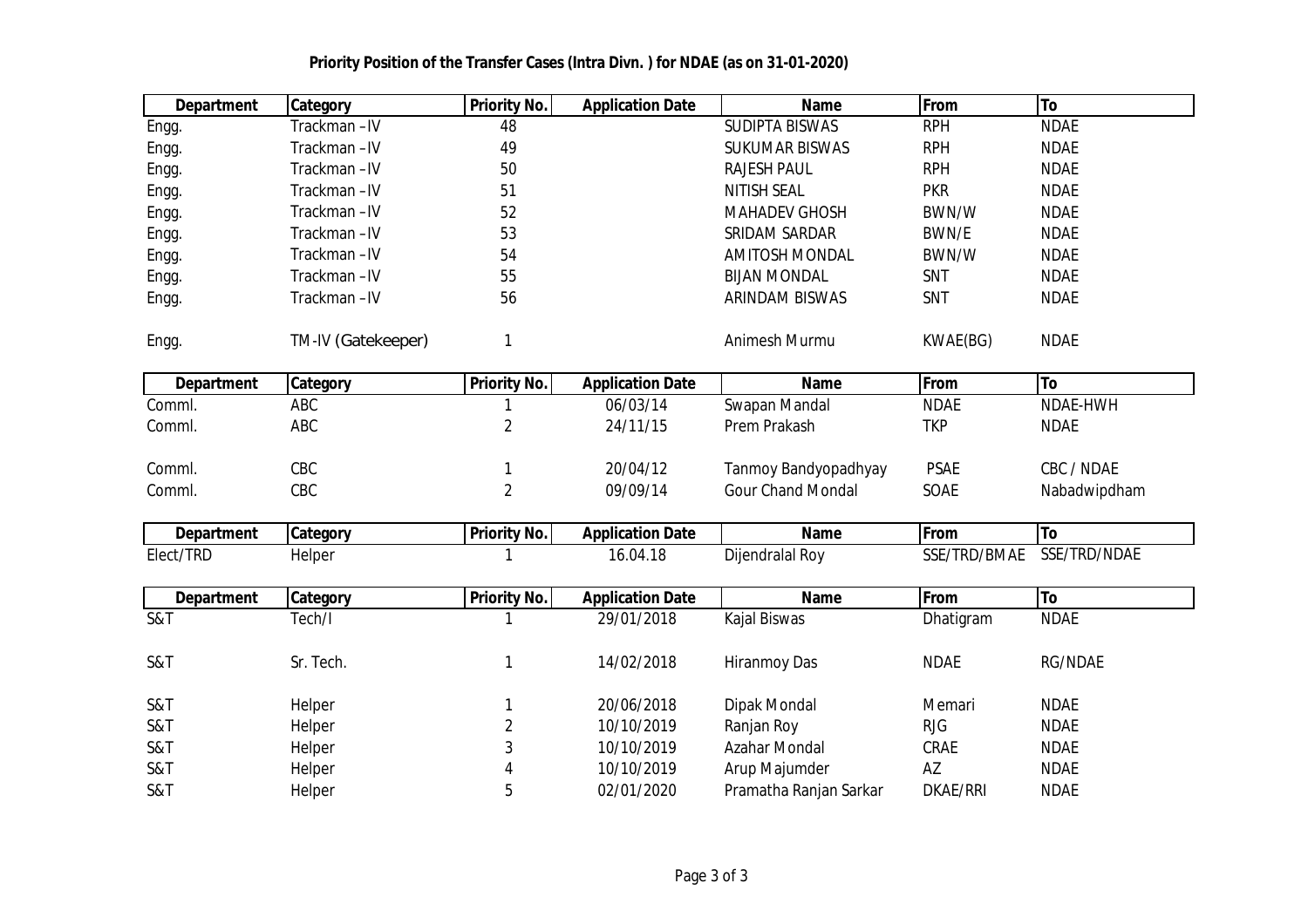**Priority Position of the Transfer Cases (Intra Divn. ) for NDAE (as on 31-01-2020)**

| Department | Category | Priority No. | Application Date | Name | From | To |
|---|---|---|---|---|---|---|
| Engg. | Trackman –IV | 48 | | SUDIPTA BISWAS | RPH | NDAE |
| Engg. | Trackman –IV | 49 | | SUKUMAR BISWAS | RPH | NDAE |
| Engg. | Trackman –IV | 50 | | RAJESH PAUL | RPH | NDAE |
| Engg. | Trackman –IV | 51 | | NITISH SEAL | PKR | NDAE |
| Engg. | Trackman –IV | 52 | | MAHADEV GHOSH | BWN/W | NDAE |
| Engg. | Trackman –IV | 53 | | SRIDAM SARDAR | BWN/E | NDAE |
| Engg. | Trackman –IV | 54 | | AMITOSH MONDAL | BWN/W | NDAE |
| Engg. | Trackman –IV | 55 | | BIJAN MONDAL | SNT | NDAE |
| Engg. | Trackman –IV | 56 | | ARINDAM BISWAS | SNT | NDAE |
| Engg. | TM-IV (Gatekeeper) | 1 | | Animesh Murmu | KWAE(BG) | NDAE |

| Department | Category | Priority No. | Application Date | Name | From | To |
|---|---|---|---|---|---|---|
| Comml. | ABC | 1 | 06/03/14 | Swapan Mandal | NDAE | NDAE-HWH |
| Comml. | ABC | 2 | 24/11/15 | Prem Prakash | TKP | NDAE |
| Comml. | CBC | 1 | 20/04/12 | Tanmoy Bandyopadhyay | PSAE | CBC / NDAE |
| Comml. | CBC | 2 | 09/09/14 | Gour Chand Mondal | SOAE | Nabadwipdham |

| Department | Category | Priority No. | Application Date | Name | From | To |
|---|---|---|---|---|---|---|
| Elect/TRD | Helper | 1 | 16.04.18 | Dijendralal Roy | SSE/TRD/BMAE | SSE/TRD/NDAE |

| Department | Category | Priority No. | Application Date | Name | From | To |
|---|---|---|---|---|---|---|
| S&T | Tech/I | 1 | 29/01/2018 | Kajal Biswas | Dhatigram | NDAE |
| S&T | Sr. Tech. | 1 | 14/02/2018 | Hiranmoy Das | NDAE | RG/NDAE |
| S&T | Helper | 1 | 20/06/2018 | Dipak Mondal | Memari | NDAE |
| S&T | Helper | 2 | 10/10/2019 | Ranjan Roy | RJG | NDAE |
| S&T | Helper | 3 | 10/10/2019 | Azahar Mondal | CRAE | NDAE |
| S&T | Helper | 4 | 10/10/2019 | Arup Majumder | AZ | NDAE |
| S&T | Helper | 5 | 02/01/2020 | Pramatha Ranjan Sarkar | DKAE/RRI | NDAE |